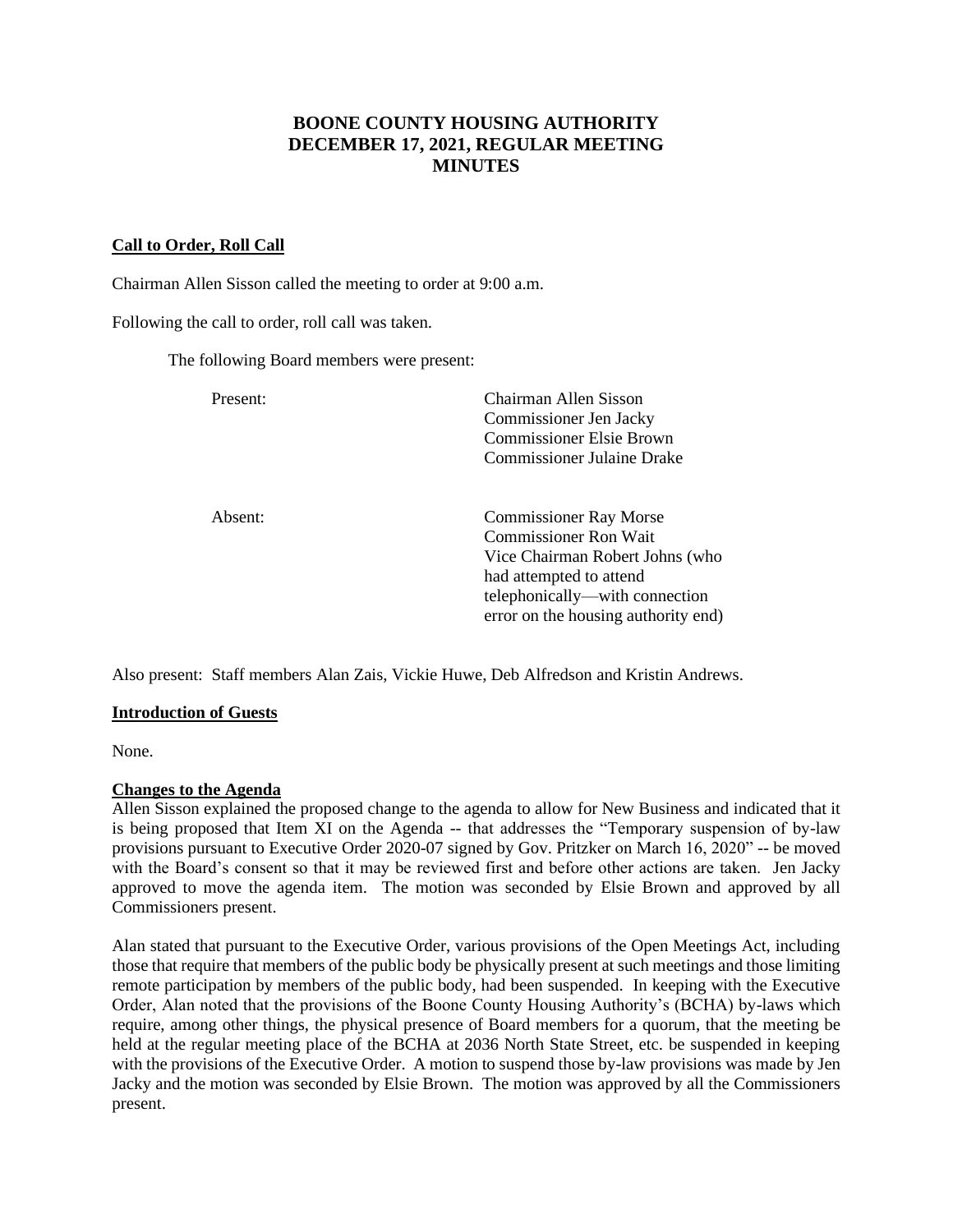# BOONE COUNTY HOUSING AUTHORITY
# DECEMBER 17, 2021, REGULAR MEETING
# MINUTES

**Call to Order, Roll Call**

Chairman Allen Sisson called the meeting to order at 9:00 a.m.

Following the call to order, roll call was taken.

The following Board members were present:

| | |
|---|---|
| Present: | Chairman Allen Sisson<br>Commissioner Jen Jacky<br>Commissioner Elsie Brown<br>Commissioner Julaine Drake |
| Absent: | Commissioner Ray Morse<br>Commissioner Ron Wait<br>Vice Chairman Robert Johns (who had attempted to attend telephonically—with connection error on the housing authority end) |

Also present: Staff members Alan Zais, Vickie Huwe, Deb Alfredson and Kristin Andrews.

**Introduction of Guests**

None.

**Changes to the Agenda**

Allen Sisson explained the proposed change to the agenda to allow for New Business and indicated that it is being proposed that Item XI on the Agenda -- that addresses the "Temporary suspension of by-law provisions pursuant to Executive Order 2020-07 signed by Gov. Pritzker on March 16, 2020" -- be moved with the Board's consent so that it may be reviewed first and before other actions are taken. Jen Jacky approved to move the agenda item. The motion was seconded by Elsie Brown and approved by all Commissioners present.

Alan stated that pursuant to the Executive Order, various provisions of the Open Meetings Act, including those that require that members of the public body be physically present at such meetings and those limiting remote participation by members of the public body, had been suspended. In keeping with the Executive Order, Alan noted that the provisions of the Boone County Housing Authority's (BCHA) by-laws which require, among other things, the physical presence of Board members for a quorum, that the meeting be held at the regular meeting place of the BCHA at 2036 North State Street, etc. be suspended in keeping with the provisions of the Executive Order. A motion to suspend those by-law provisions was made by Jen Jacky and the motion was seconded by Elsie Brown. The motion was approved by all the Commissioners present.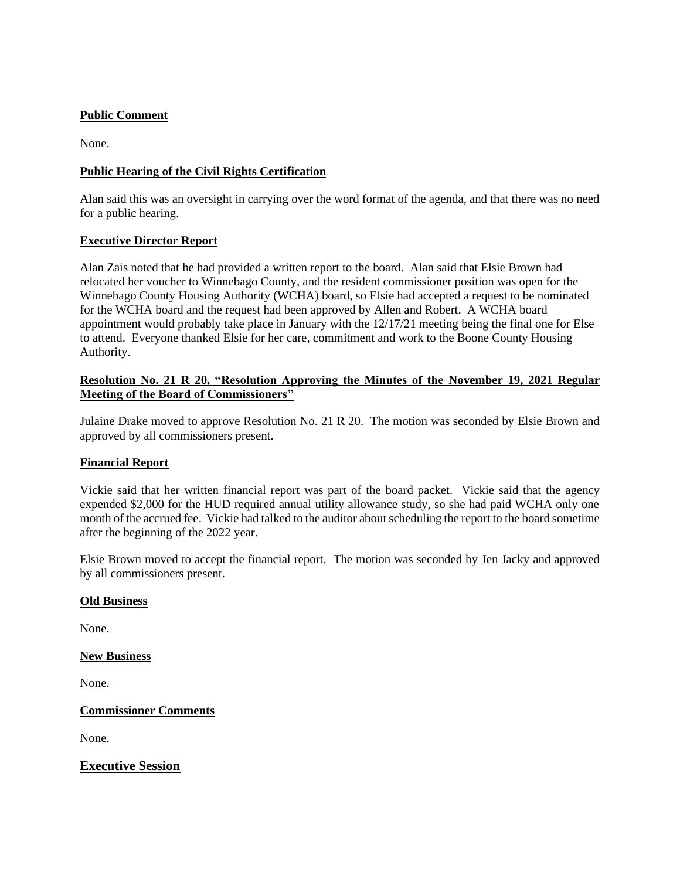## Public Comment

None.

## Public Hearing of the Civil Rights Certification

Alan said this was an oversight in carrying over the word format of the agenda, and that there was no need for a public hearing.

## Executive Director Report

Alan Zais noted that he had provided a written report to the board. Alan said that Elsie Brown had relocated her voucher to Winnebago County, and the resident commissioner position was open for the Winnebago County Housing Authority (WCHA) board, so Elsie had accepted a request to be nominated for the WCHA board and the request had been approved by Allen and Robert. A WCHA board appointment would probably take place in January with the 12/17/21 meeting being the final one for Else to attend. Everyone thanked Elsie for her care, commitment and work to the Boone County Housing Authority.

## Resolution No. 21 R 20, "Resolution Approving the Minutes of the November 19, 2021 Regular Meeting of the Board of Commissioners"

Julaine Drake moved to approve Resolution No. 21 R 20. The motion was seconded by Elsie Brown and approved by all commissioners present.

## Financial Report

Vickie said that her written financial report was part of the board packet. Vickie said that the agency expended $2,000 for the HUD required annual utility allowance study, so she had paid WCHA only one month of the accrued fee. Vickie had talked to the auditor about scheduling the report to the board sometime after the beginning of the 2022 year.

Elsie Brown moved to accept the financial report. The motion was seconded by Jen Jacky and approved by all commissioners present.

## Old Business

None.

## New Business

None.

## Commissioner Comments

None.

## Executive Session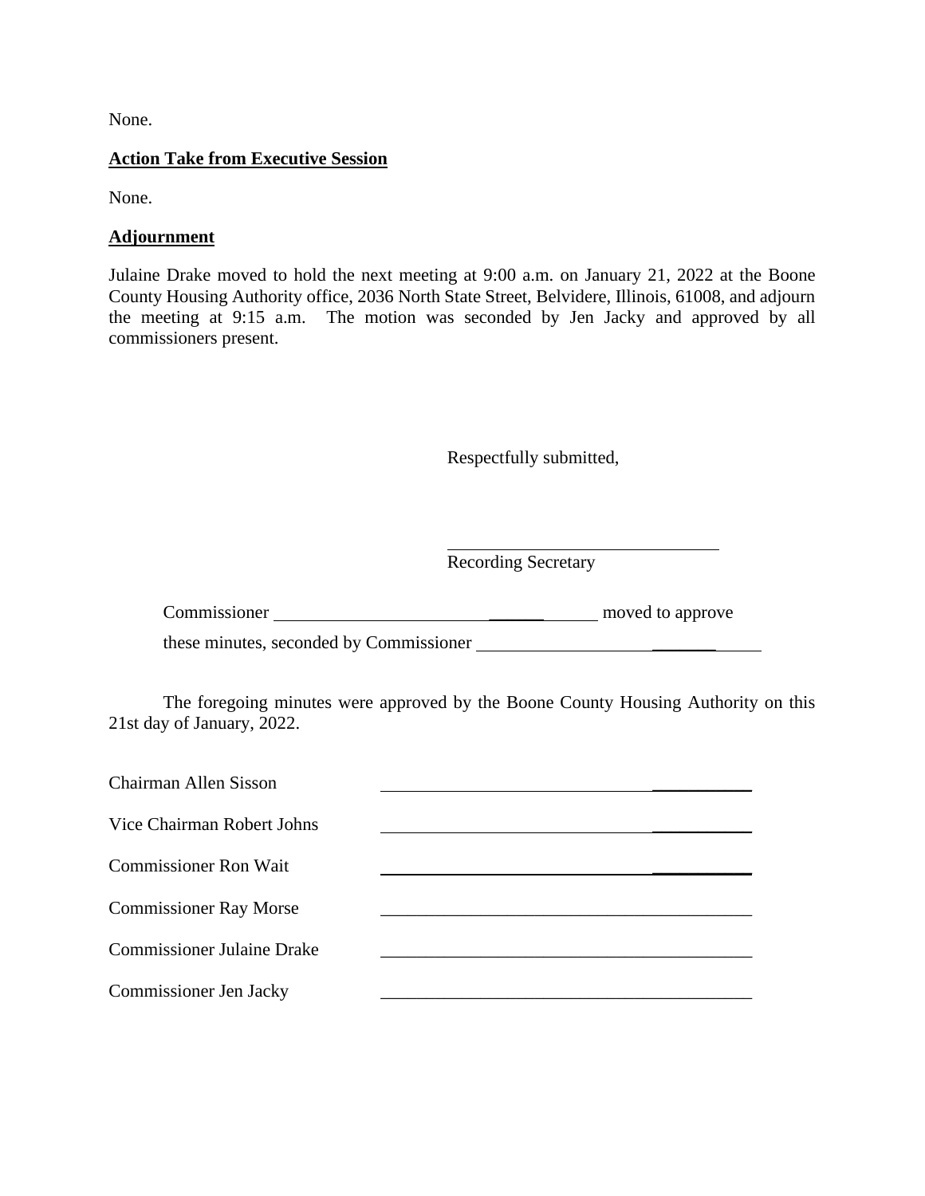None.

**Action Take from Executive Session**

None.

**Adjournment**

Julaine Drake moved to hold the next meeting at 9:00 a.m. on January 21, 2022 at the Boone County Housing Authority office, 2036 North State Street, Belvidere, Illinois, 61008, and adjourn the meeting at 9:15 a.m. The motion was seconded by Jen Jacky and approved by all commissioners present.

Respectfully submitted,

\_\_\_\_\_\_\_\_\_\_\_\_\_\_\_\_\_\_\_\_\_\_\_\_\_\_\_\_\_\_

Recording Secretary

Commissioner \_\_\_\_\_\_\_\_\_\_\_\_\_\_\_\_\_\_\_\_\_\_\_\_\_\_\_\_\_\_\_\_\_\_\_\_ moved to approve these minutes, seconded by Commissioner \_\_\_\_\_\_\_\_\_\_\_\_\_\_\_\_\_\_\_\_\_\_\_\_\_\_\_\_

The foregoing minutes were approved by the Boone County Housing Authority on this 21st day of January, 2022.

Chairman Allen Sisson \_\_\_\_\_\_\_\_\_\_\_\_\_\_\_\_\_\_\_\_\_\_\_\_\_\_\_\_\_\_\_\_\_\_\_\_\_\_\_\_

Vice Chairman Robert Johns \_\_\_\_\_\_\_\_\_\_\_\_\_\_\_\_\_\_\_\_\_\_\_\_\_\_\_\_\_\_\_\_\_\_\_\_\_\_\_\_

Commissioner Ron Wait \_\_\_\_\_\_\_\_\_\_\_\_\_\_\_\_\_\_\_\_\_\_\_\_\_\_\_\_\_\_\_\_\_\_\_\_\_\_\_\_

Commissioner Ray Morse \_\_\_\_\_\_\_\_\_\_\_\_\_\_\_\_\_\_\_\_\_\_\_\_\_\_\_\_\_\_\_\_\_\_\_\_\_\_\_\_

Commissioner Julaine Drake \_\_\_\_\_\_\_\_\_\_\_\_\_\_\_\_\_\_\_\_\_\_\_\_\_\_\_\_\_\_\_\_\_\_\_\_\_\_\_\_

Commissioner Jen Jacky \_\_\_\_\_\_\_\_\_\_\_\_\_\_\_\_\_\_\_\_\_\_\_\_\_\_\_\_\_\_\_\_\_\_\_\_\_\_\_\_